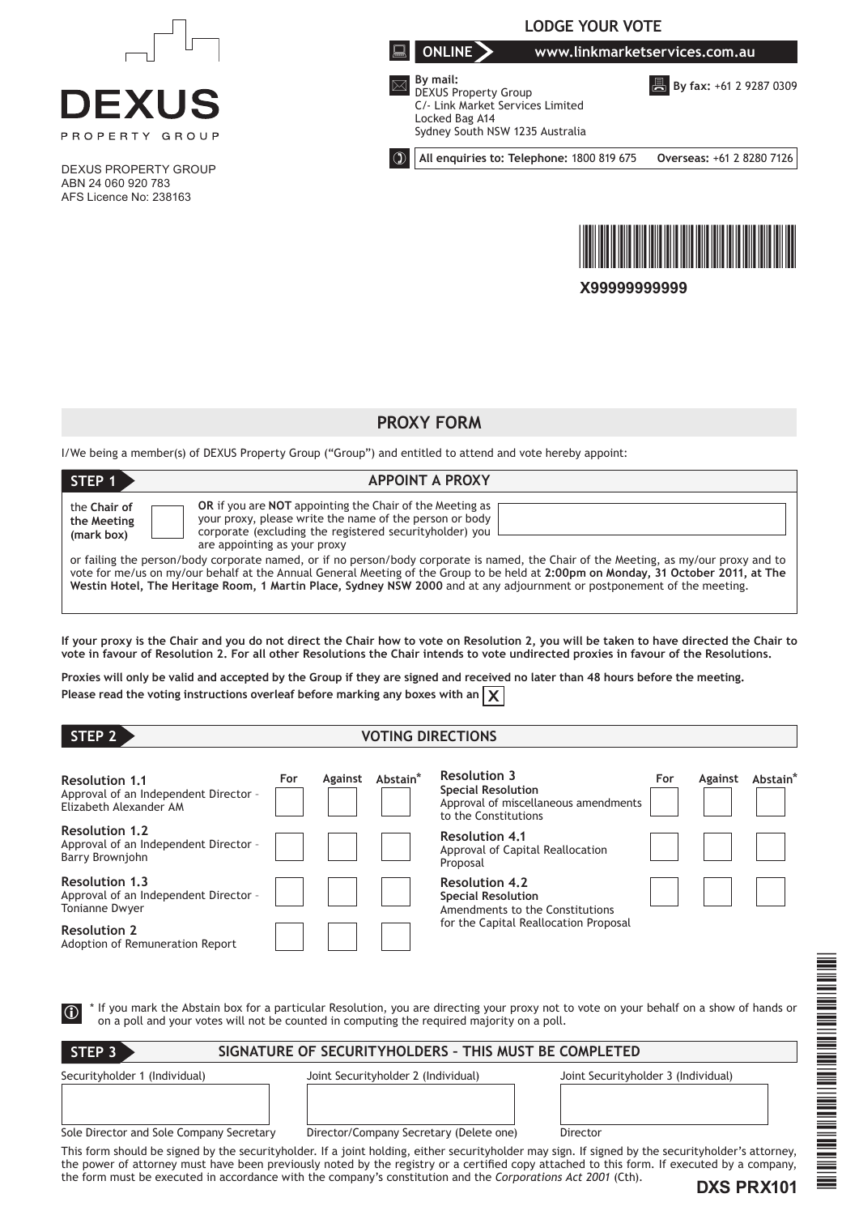DEXUS
PROPERTY GROUP

DEXUS PROPERTY GROUP
ABN 24 060 920 783
AFS Licence No: 238163

## LODGE YOUR VOTE

**ONLINE** www.linkmarketservices.com.au

**By mail:**
DEXUS Property Group
C/- Link Market Services Limited
Locked Bag A14
Sydney South NSW 1235 Australia

**By fax:** +61 2 9287 0309

**All enquiries to: Telephone:** 1800 819 675 **Overseas:** +61 2 8280 7126

X99999999999

# PROXY FORM

I/We being a member(s) of DEXUS Property Group ("Group") and entitled to attend and vote hereby appoint:

## STEP 1 APPOINT A PROXY

the **Chair of the Meeting (mark box)** ☐

**OR** if you are **NOT** appointing the Chair of the Meeting as your proxy, please write the name of the person or body corporate (excluding the registered securityholder) you are appointing as your proxy

or failing the person/body corporate named, or if no person/body corporate is named, the Chair of the Meeting, as my/our proxy and to vote for me/us on my/our behalf at the Annual General Meeting of the Group to be held at **2:00pm on Monday, 31 October 2011, at The Westin Hotel, The Heritage Room, 1 Martin Place, Sydney NSW 2000** and at any adjournment or postponement of the meeting.

**If your proxy is the Chair and you do not direct the Chair how to vote on Resolution 2, you will be taken to have directed the Chair to vote in favour of Resolution 2. For all other Resolutions the Chair intends to vote undirected proxies in favour of the Resolutions.**

**Proxies will only be valid and accepted by the Group if they are signed and received no later than 48 hours before the meeting.**

**Please read the voting instructions overleaf before marking any boxes with an** X

## STEP 2 VOTING DIRECTIONS

| Resolution | For | Against | Abstain* |
|---|---|---|---|
| **Resolution 1.1** Approval of an Independent Director – Elizabeth Alexander AM | ☐ | ☐ | ☐ |
| **Resolution 1.2** Approval of an Independent Director – Barry Brownjohn | ☐ | ☐ | ☐ |
| **Resolution 1.3** Approval of an Independent Director – Tonianne Dwyer | ☐ | ☐ | ☐ |
| **Resolution 2** Adoption of Remuneration Report | ☐ | ☐ | ☐ |
| **Resolution 3** **Special Resolution** Approval of miscellaneous amendments to the Constitutions | ☐ | ☐ | ☐ |
| **Resolution 4.1** Approval of Capital Reallocation Proposal | ☐ | ☐ | ☐ |
| **Resolution 4.2** **Special Resolution** Amendments to the Constitutions for the Capital Reallocation Proposal | ☐ | ☐ | ☐ |

\* If you mark the Abstain box for a particular Resolution, you are directing your proxy not to vote on your behalf on a show of hands or on a poll and your votes will not be counted in computing the required majority on a poll.

## STEP 3 SIGNATURE OF SECURITYHOLDERS – THIS MUST BE COMPLETED

| Securityholder 1 (Individual) | Joint Securityholder 2 (Individual) | Joint Securityholder 3 (Individual) |
|---|---|---|
| | | |
| Sole Director and Sole Company Secretary | Director/Company Secretary (Delete one) | Director |

This form should be signed by the securityholder. If a joint holding, either securityholder may sign. If signed by the securityholder's attorney, the power of attorney must have been previously noted by the registry or a certified copy attached to this form. If executed by a company, the form must be executed in accordance with the company's constitution and the *Corporations Act 2001* (Cth).

**DXS PRX101**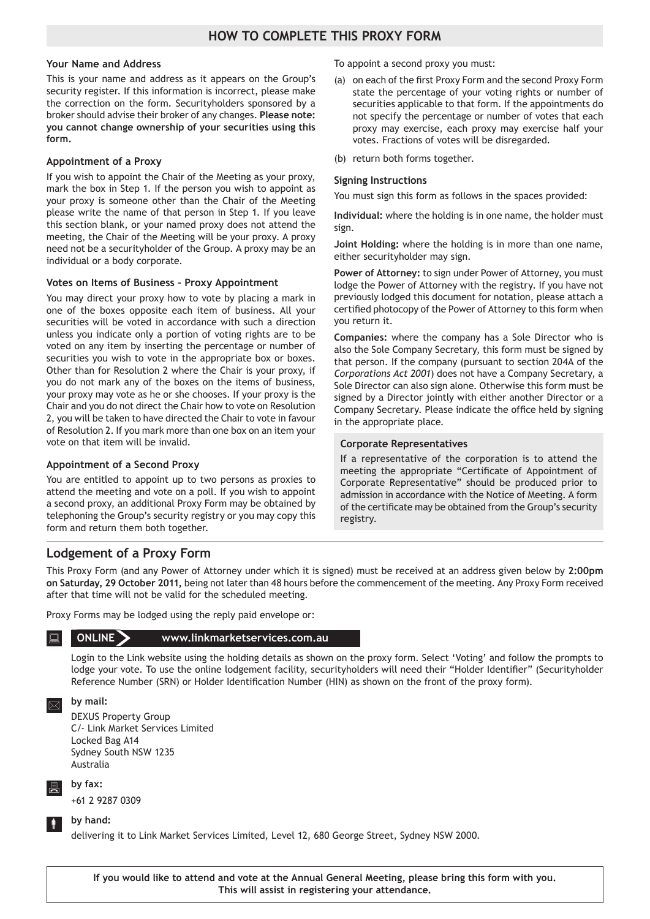# HOW TO COMPLETE THIS PROXY FORM

### Your Name and Address

This is your name and address as it appears on the Group's security register. If this information is incorrect, please make the correction on the form. Securityholders sponsored by a broker should advise their broker of any changes. **Please note: you cannot change ownership of your securities using this form.**

### Appointment of a Proxy

If you wish to appoint the Chair of the Meeting as your proxy, mark the box in Step 1. If the person you wish to appoint as your proxy is someone other than the Chair of the Meeting please write the name of that person in Step 1. If you leave this section blank, or your named proxy does not attend the meeting, the Chair of the Meeting will be your proxy. A proxy need not be a securityholder of the Group. A proxy may be an individual or a body corporate.

### Votes on Items of Business – Proxy Appointment

You may direct your proxy how to vote by placing a mark in one of the boxes opposite each item of business. All your securities will be voted in accordance with such a direction unless you indicate only a portion of voting rights are to be voted on any item by inserting the percentage or number of securities you wish to vote in the appropriate box or boxes. Other than for Resolution 2 where the Chair is your proxy, if you do not mark any of the boxes on the items of business, your proxy may vote as he or she chooses. If your proxy is the Chair and you do not direct the Chair how to vote on Resolution 2, you will be taken to have directed the Chair to vote in favour of Resolution 2. If you mark more than one box on an item your vote on that item will be invalid.

### Appointment of a Second Proxy

You are entitled to appoint up to two persons as proxies to attend the meeting and vote on a poll. If you wish to appoint a second proxy, an additional Proxy Form may be obtained by telephoning the Group's security registry or you may copy this form and return them both together.

To appoint a second proxy you must:

(a) on each of the first Proxy Form and the second Proxy Form state the percentage of your voting rights or number of securities applicable to that form. If the appointments do not specify the percentage or number of votes that each proxy may exercise, each proxy may exercise half your votes. Fractions of votes will be disregarded.

(b) return both forms together.

### Signing Instructions

You must sign this form as follows in the spaces provided:

**Individual:** where the holding is in one name, the holder must sign.

**Joint Holding:** where the holding is in more than one name, either securityholder may sign.

**Power of Attorney:** to sign under Power of Attorney, you must lodge the Power of Attorney with the registry. If you have not previously lodged this document for notation, please attach a certified photocopy of the Power of Attorney to this form when you return it.

**Companies:** where the company has a Sole Director who is also the Sole Company Secretary, this form must be signed by that person. If the company (pursuant to section 204A of the *Corporations Act 2001*) does not have a Company Secretary, a Sole Director can also sign alone. Otherwise this form must be signed by a Director jointly with either another Director or a Company Secretary. Please indicate the office held by signing in the appropriate place.

### Corporate Representatives

If a representative of the corporation is to attend the meeting the appropriate "Certificate of Appointment of Corporate Representative" should be produced prior to admission in accordance with the Notice of Meeting. A form of the certificate may be obtained from the Group's security registry.

## Lodgement of a Proxy Form

This Proxy Form (and any Power of Attorney under which it is signed) must be received at an address given below by **2:00pm on Saturday, 29 October 2011,** being not later than 48 hours before the commencement of the meeting. Any Proxy Form received after that time will not be valid for the scheduled meeting.

Proxy Forms may be lodged using the reply paid envelope or:

**ONLINE** **www.linkmarketservices.com.au**

Login to the Link website using the holding details as shown on the proxy form. Select 'Voting' and follow the prompts to lodge your vote. To use the online lodgement facility, securityholders will need their "Holder Identifier" (Securityholder Reference Number (SRN) or Holder Identification Number (HIN) as shown on the front of the proxy form).

**by mail:**

DEXUS Property Group
C/- Link Market Services Limited
Locked Bag A14
Sydney South NSW 1235
Australia

**by fax:**

+61 2 9287 0309

**by hand:**

delivering it to Link Market Services Limited, Level 12, 680 George Street, Sydney NSW 2000.

**If you would like to attend and vote at the Annual General Meeting, please bring this form with you. This will assist in registering your attendance.**